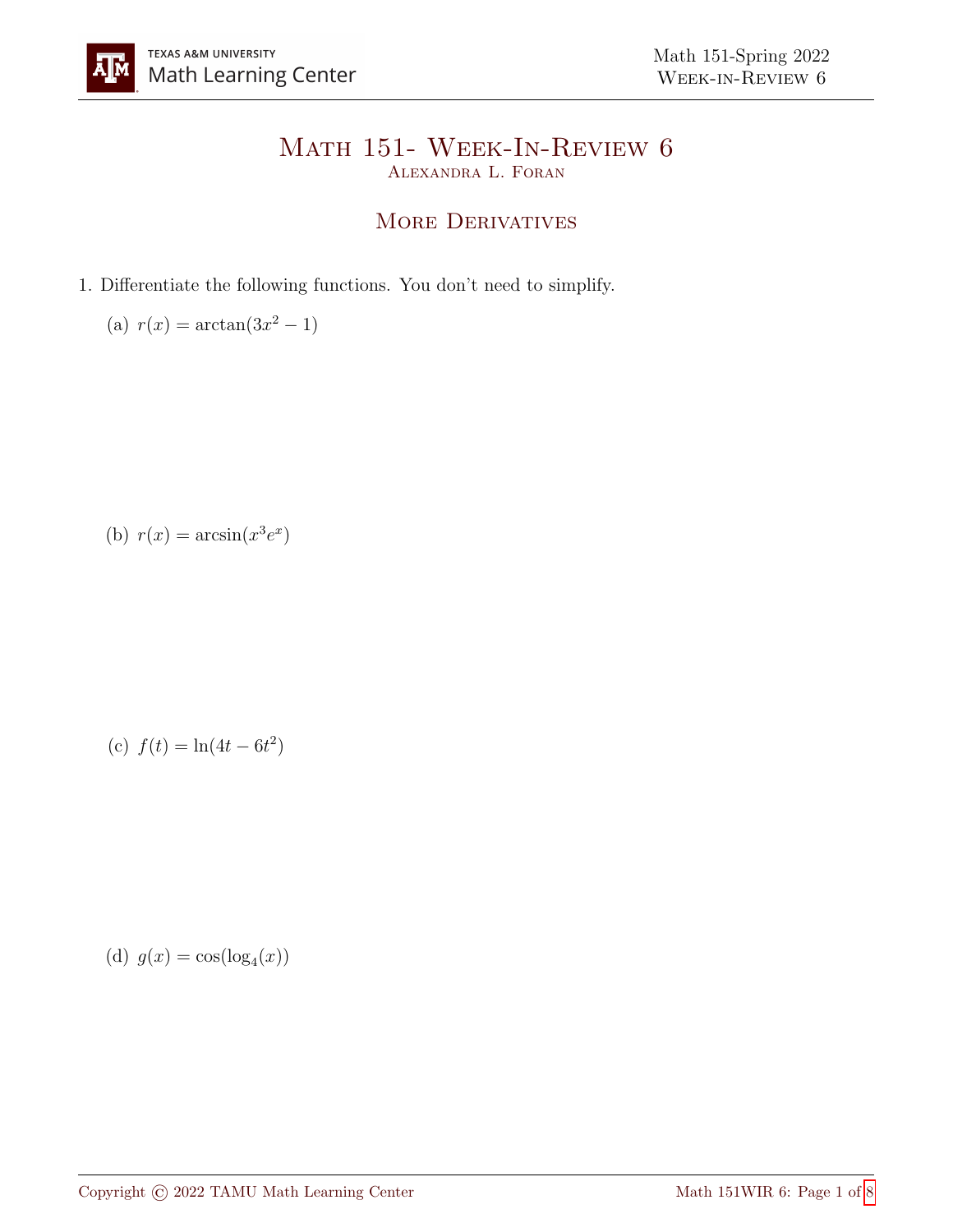# Math 151- Week-In-Review 6

Alexandra L. Foran

## More Derivatives

1. Differentiate the following functions. You don't need to simplify.

   (a) $r(x) = \arctan(3x^2 - 1)$

   (b) $r(x) = \arcsin(x^3 e^x)$

   (c) $f(t) = \ln(4t - 6t^2)$

   (d) $g(x) = \cos(\log_4(x))$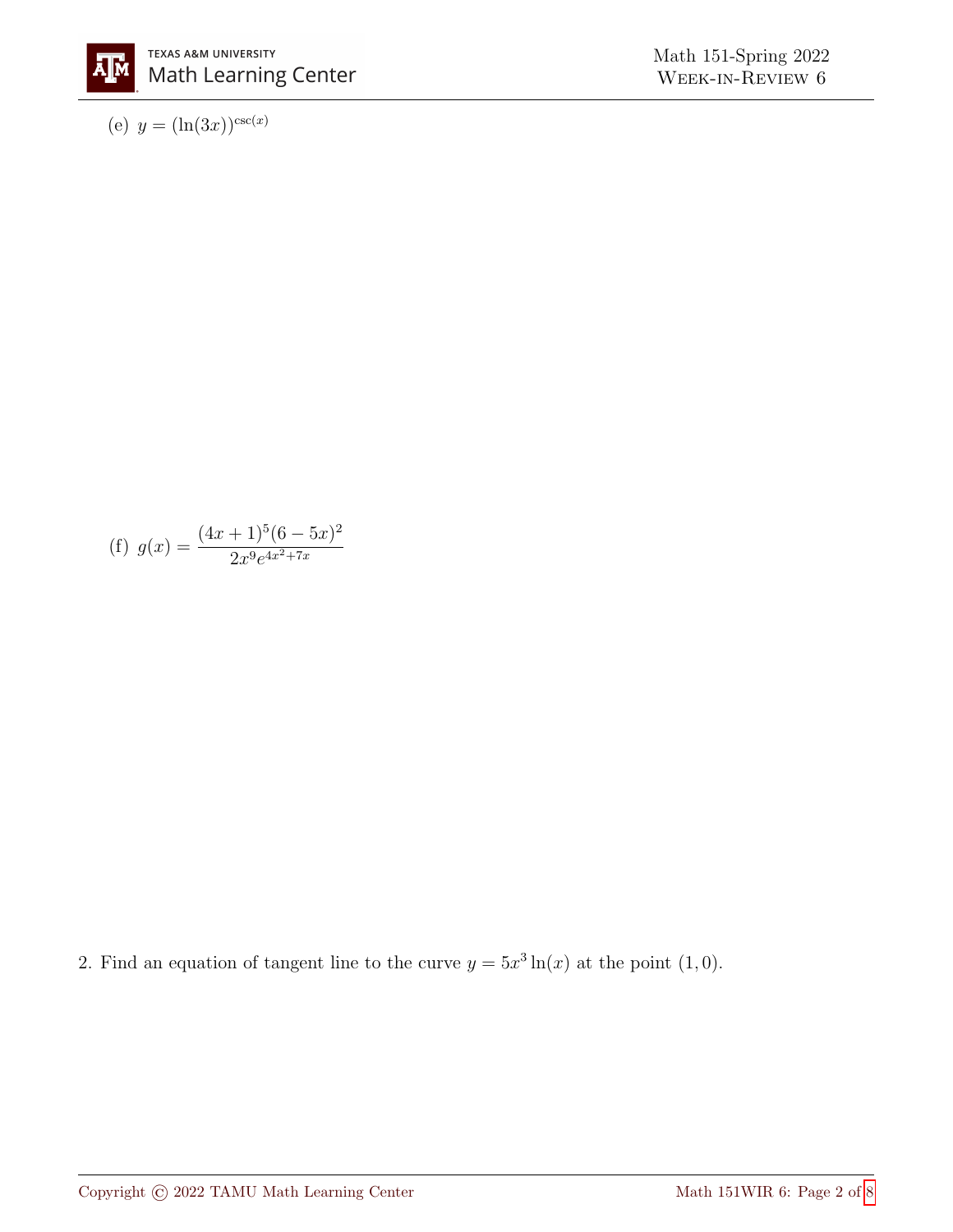(e) $y = (\ln(3x))^{\csc(x)}$

(f) $g(x) = \dfrac{(4x+1)^5(6-5x)^2}{2x^9 e^{4x^2+7x}}$

2. Find an equation of tangent line to the curve $y = 5x^3 \ln(x)$ at the point $(1, 0)$.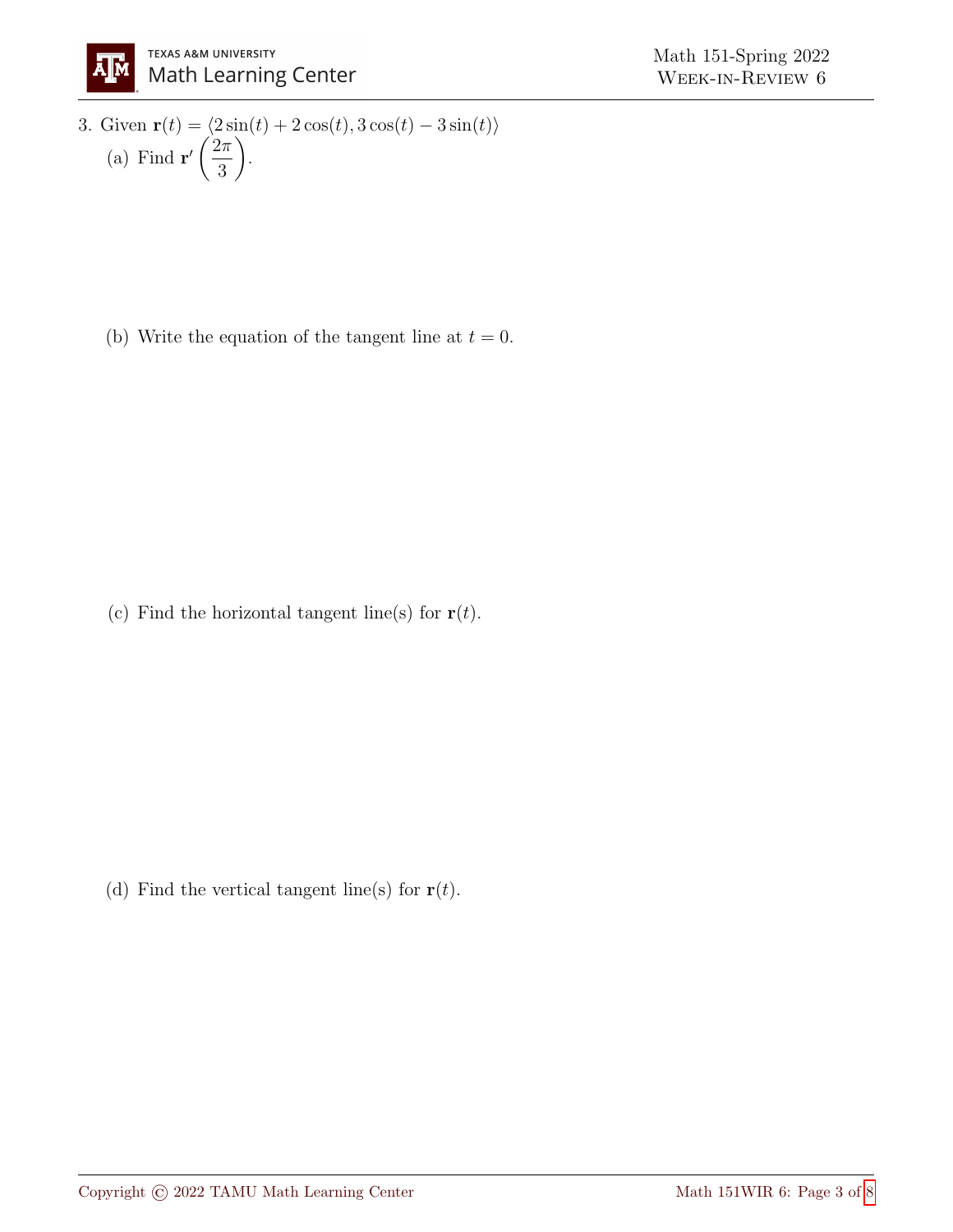3. Given $\mathbf{r}(t) = \langle 2\sin(t) + 2\cos(t), 3\cos(t) - 3\sin(t) \rangle$

   (a) Find $\mathbf{r}'\left(\dfrac{2\pi}{3}\right)$.

   (b) Write the equation of the tangent line at $t = 0$.

   (c) Find the horizontal tangent line(s) for $\mathbf{r}(t)$.

   (d) Find the vertical tangent line(s) for $\mathbf{r}(t)$.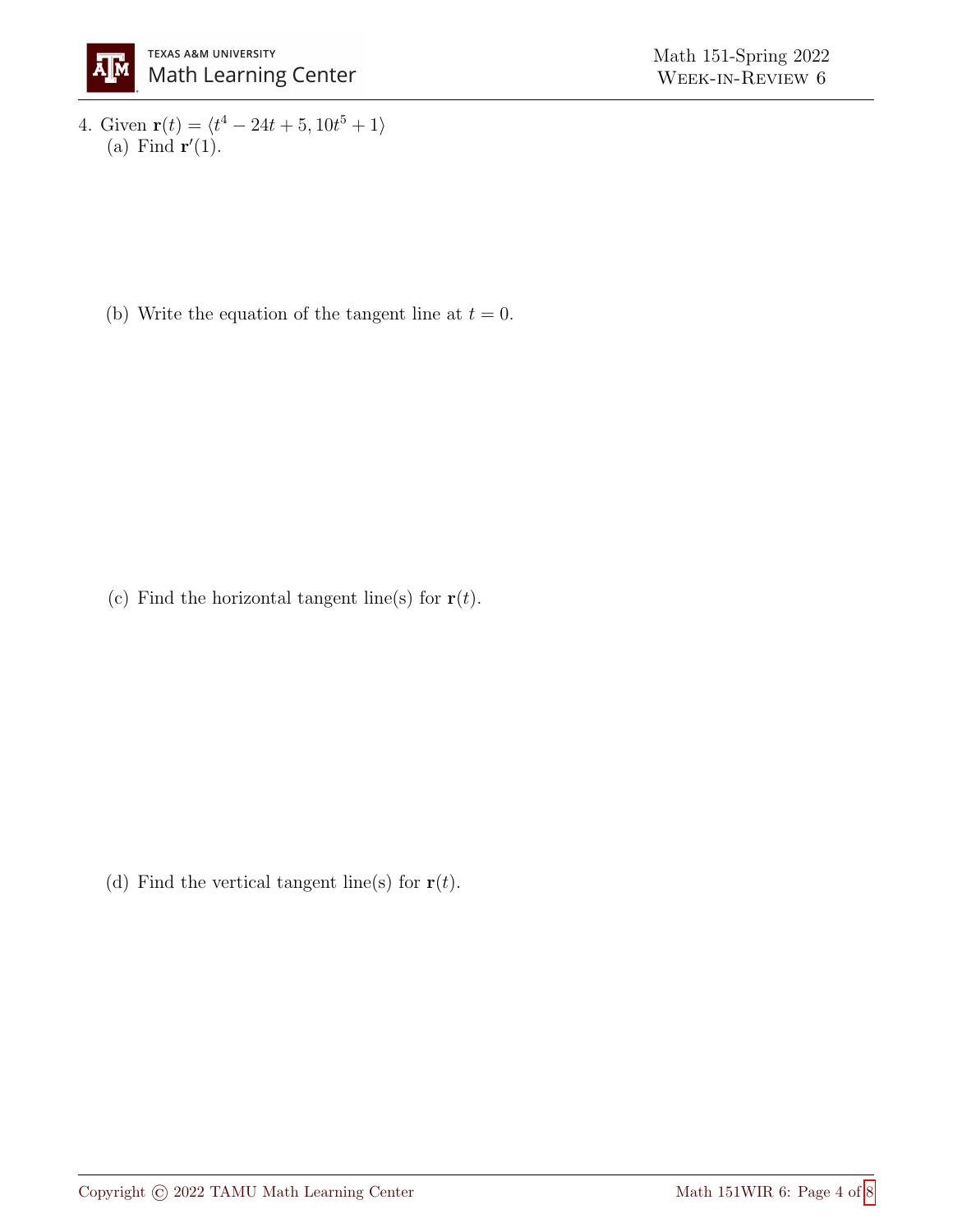4. Given $\mathbf{r}(t) = \langle t^4 - 24t + 5, 10t^5 + 1 \rangle$

   (a) Find $\mathbf{r}'(1)$.

   (b) Write the equation of the tangent line at $t = 0$.

   (c) Find the horizontal tangent line(s) for $\mathbf{r}(t)$.

   (d) Find the vertical tangent line(s) for $\mathbf{r}(t)$.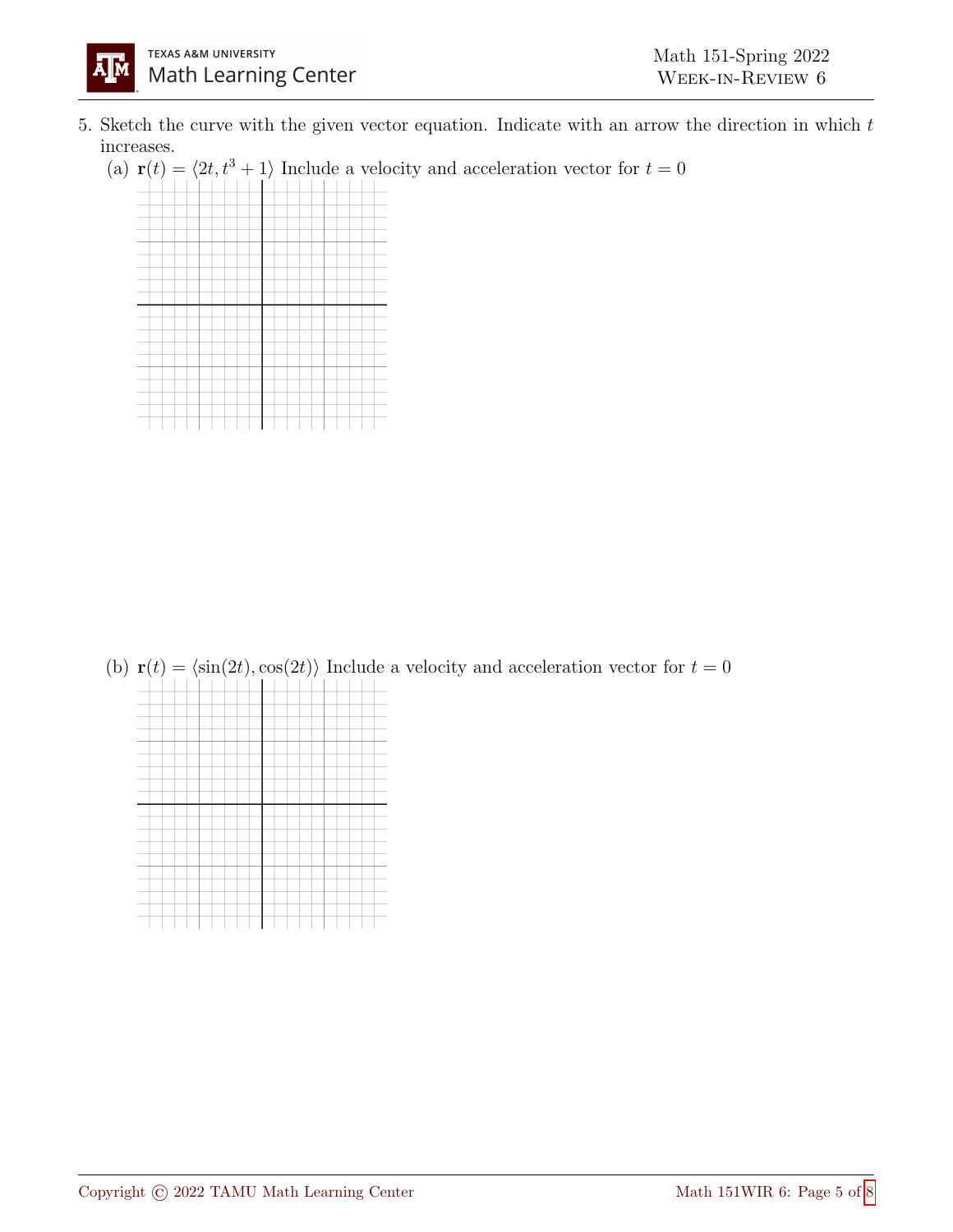5. Sketch the curve with the given vector equation. Indicate with an arrow the direction in which $t$ increases.

   (a) $\mathbf{r}(t) = \langle 2t, t^3 + 1 \rangle$ Include a velocity and acceleration vector for $t = 0$

   (b) $\mathbf{r}(t) = \langle \sin(2t), \cos(2t) \rangle$ Include a velocity and acceleration vector for $t = 0$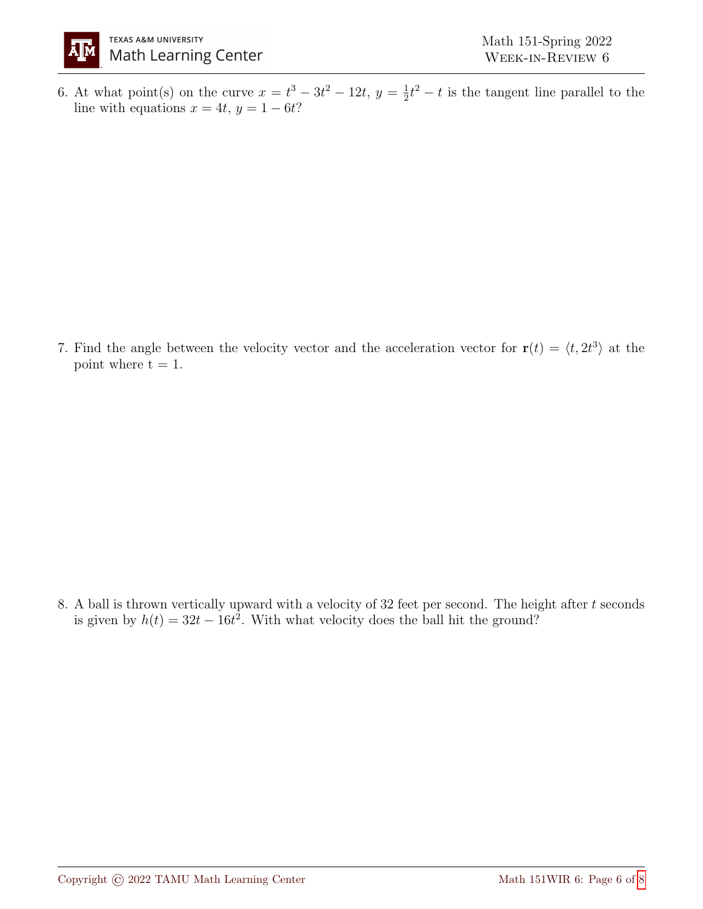6. At what point(s) on the curve $x = t^3 - 3t^2 - 12t$, $y = \frac{1}{2}t^2 - t$ is the tangent line parallel to the line with equations $x = 4t$, $y = 1 - 6t$?

7. Find the angle between the velocity vector and the acceleration vector for $\mathbf{r}(t) = \langle t, 2t^3 \rangle$ at the point where t = 1.

8. A ball is thrown vertically upward with a velocity of 32 feet per second. The height after $t$ seconds is given by $h(t) = 32t - 16t^2$. With what velocity does the ball hit the ground?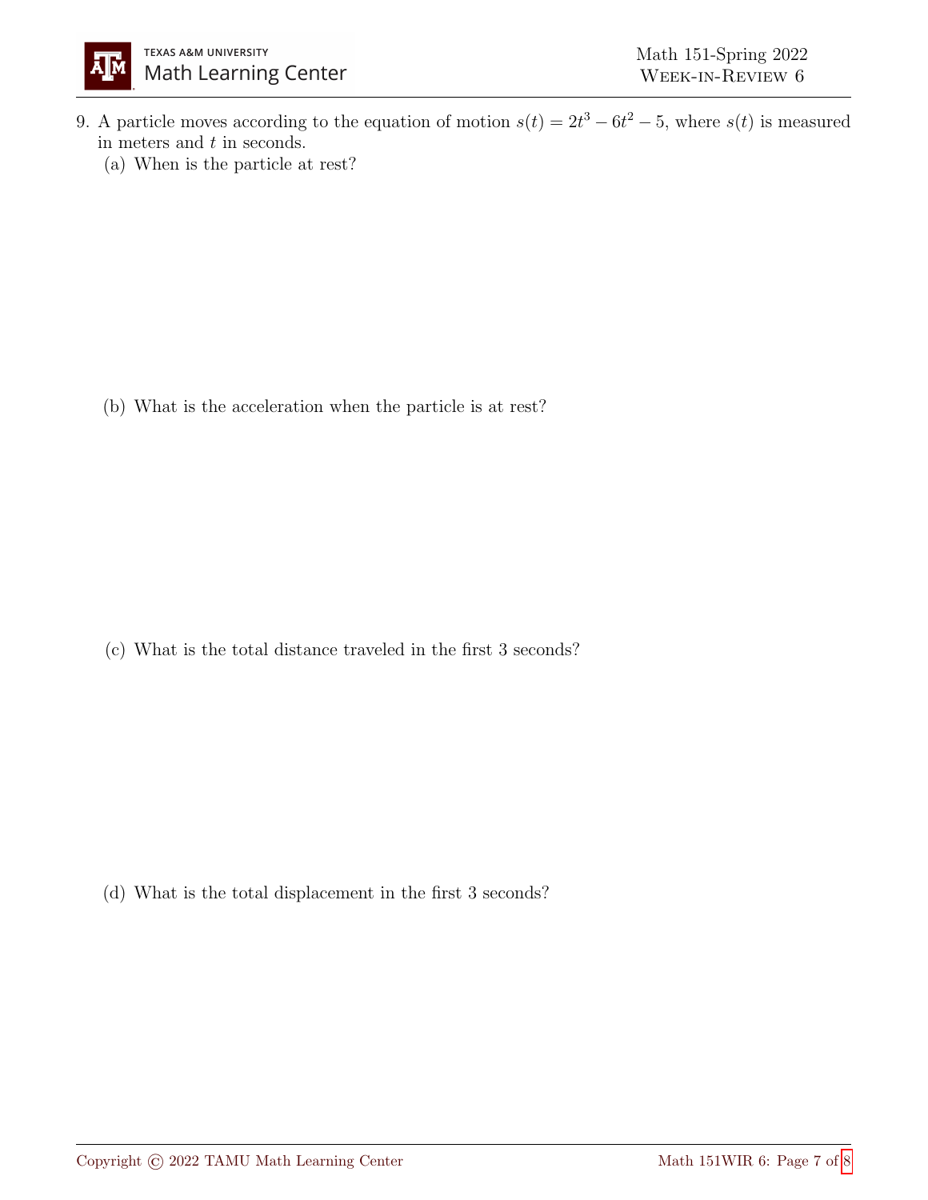9. A particle moves according to the equation of motion $s(t) = 2t^3 - 6t^2 - 5$, where $s(t)$ is measured in meters and $t$ in seconds.

   (a) When is the particle at rest?

   (b) What is the acceleration when the particle is at rest?

   (c) What is the total distance traveled in the first 3 seconds?

   (d) What is the total displacement in the first 3 seconds?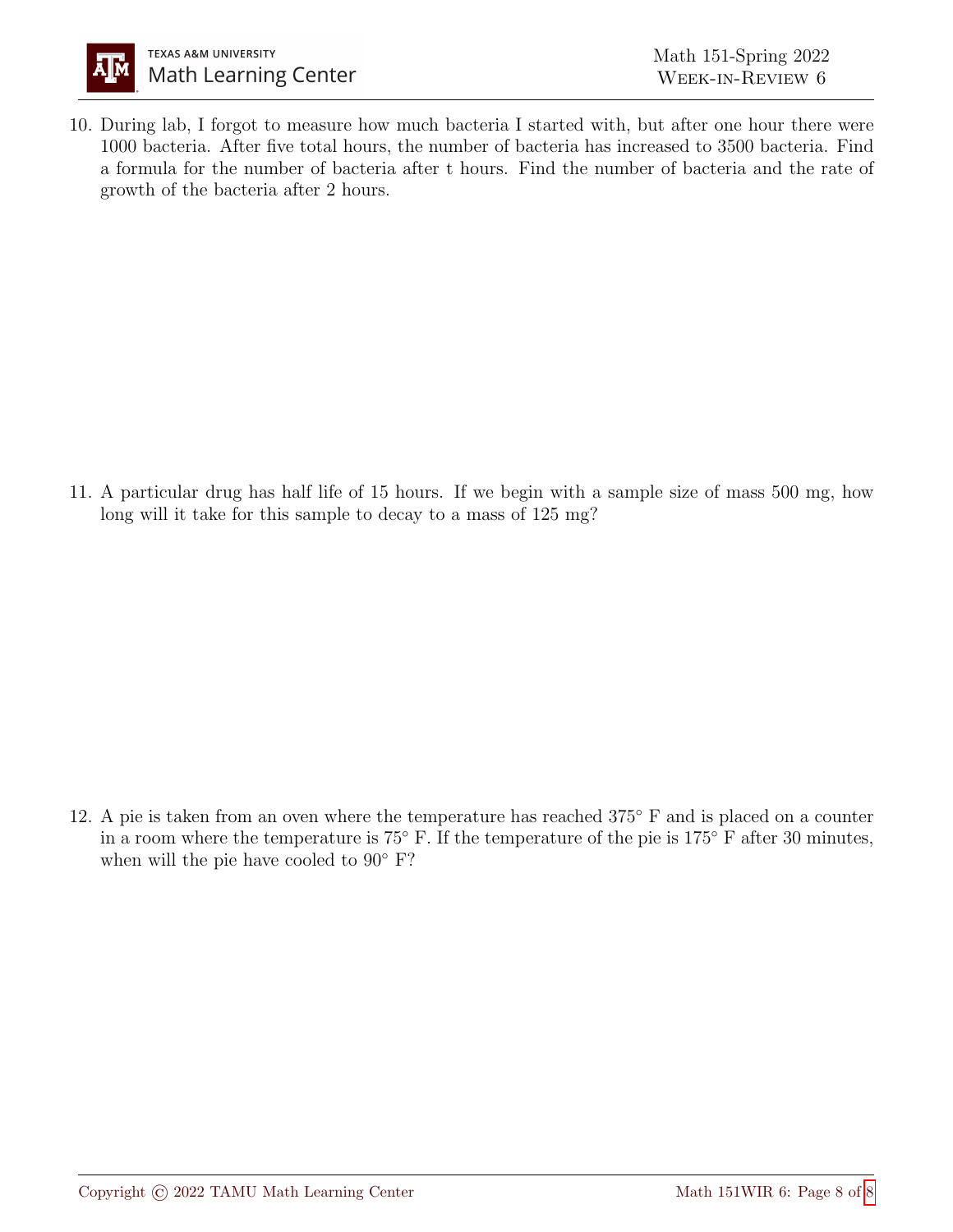10. During lab, I forgot to measure how much bacteria I started with, but after one hour there were 1000 bacteria. After five total hours, the number of bacteria has increased to 3500 bacteria. Find a formula for the number of bacteria after t hours. Find the number of bacteria and the rate of growth of the bacteria after 2 hours.

11. A particular drug has half life of 15 hours. If we begin with a sample size of mass 500 mg, how long will it take for this sample to decay to a mass of 125 mg?

12. A pie is taken from an oven where the temperature has reached $375^\circ$ F and is placed on a counter in a room where the temperature is $75^\circ$ F. If the temperature of the pie is $175^\circ$ F after 30 minutes, when will the pie have cooled to $90^\circ$ F?